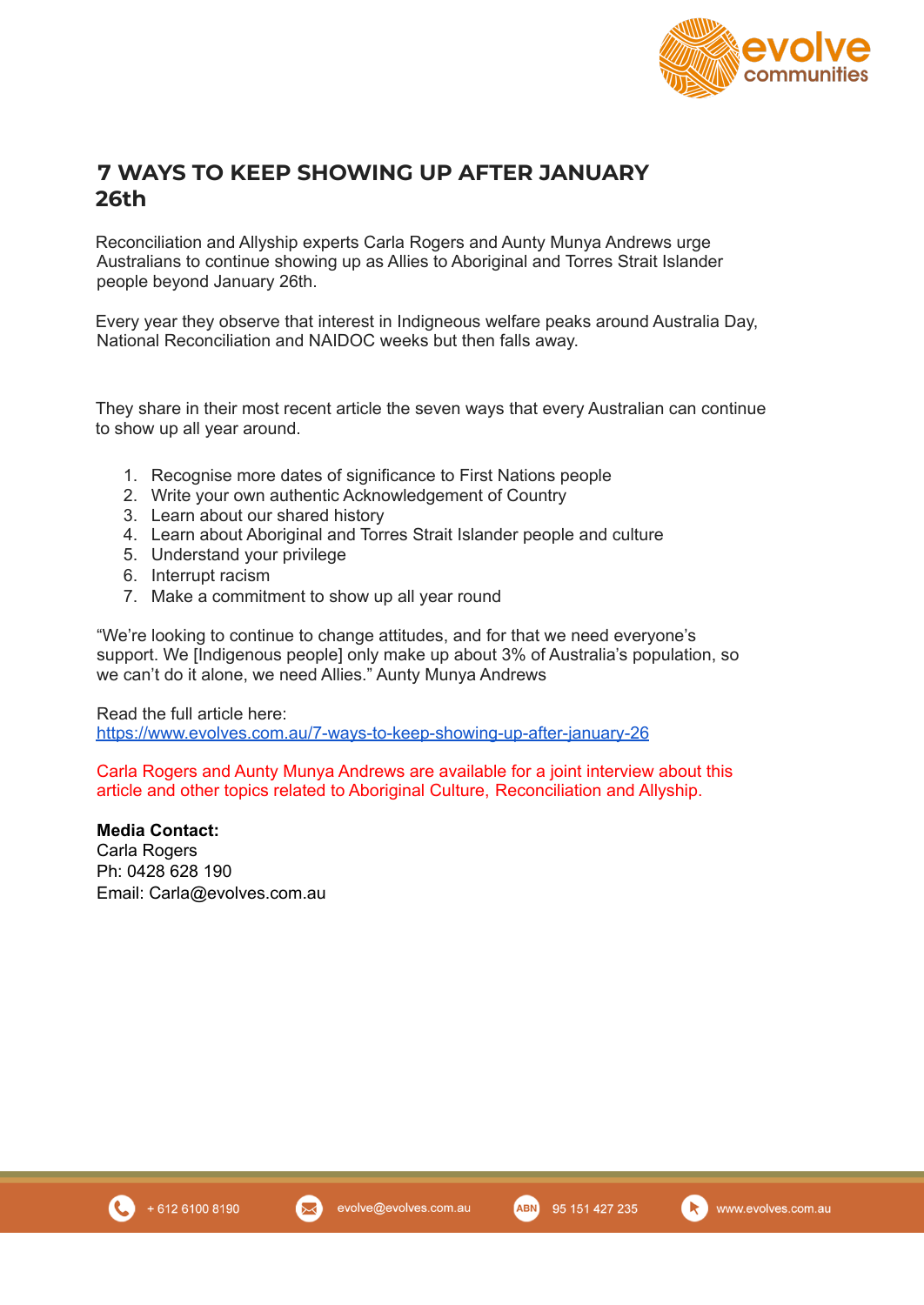# 7 WAYS TO KEEP SHOWING UP AFTER JANUARY 26th

Reconciliation and Allyship experts Carla Rogers and Aunty Munya Andrews urge Australians to continue showing up as Allies to Aboriginal and Torres Strait Islander people beyond January 26th.

Every year they observe that interest in Indigenous welfare peaks around Australia Day, National Reconciliation and NAIDOC weeks but then falls away.

They share in their most recent article the seven ways that every Australian can continue to show up all year around.

1. Recognise more dates of significance to First Nations people
2. Write your own authentic Acknowledgement of Country
3. Learn about our shared history
4. Learn about Aboriginal and Torres Strait Islander people and culture
5. Understand your privilege
6. Interrupt racism
7. Make a commitment to show up all year round

“We’re looking to continue to change attitudes, and for that we need everyone’s support. We [Indigenous people] only make up about 3% of Australia’s population, so we can’t do it alone, we need Allies.” Aunty Munya Andrews

Read the full article here:
https://www.evolves.com.au/7-ways-to-keep-showing-up-after-january-26

Carla Rogers and Aunty Munya Andrews are available for a joint interview about this article and other topics related to Aboriginal Culture, Reconciliation and Allyship.

**Media Contact:**
Carla Rogers
Ph: 0428 628 190
Email: Carla@evolves.com.au

+ 612 6100 8190 | evolve@evolves.com.au | ABN 95 151 427 235 | www.evolves.com.au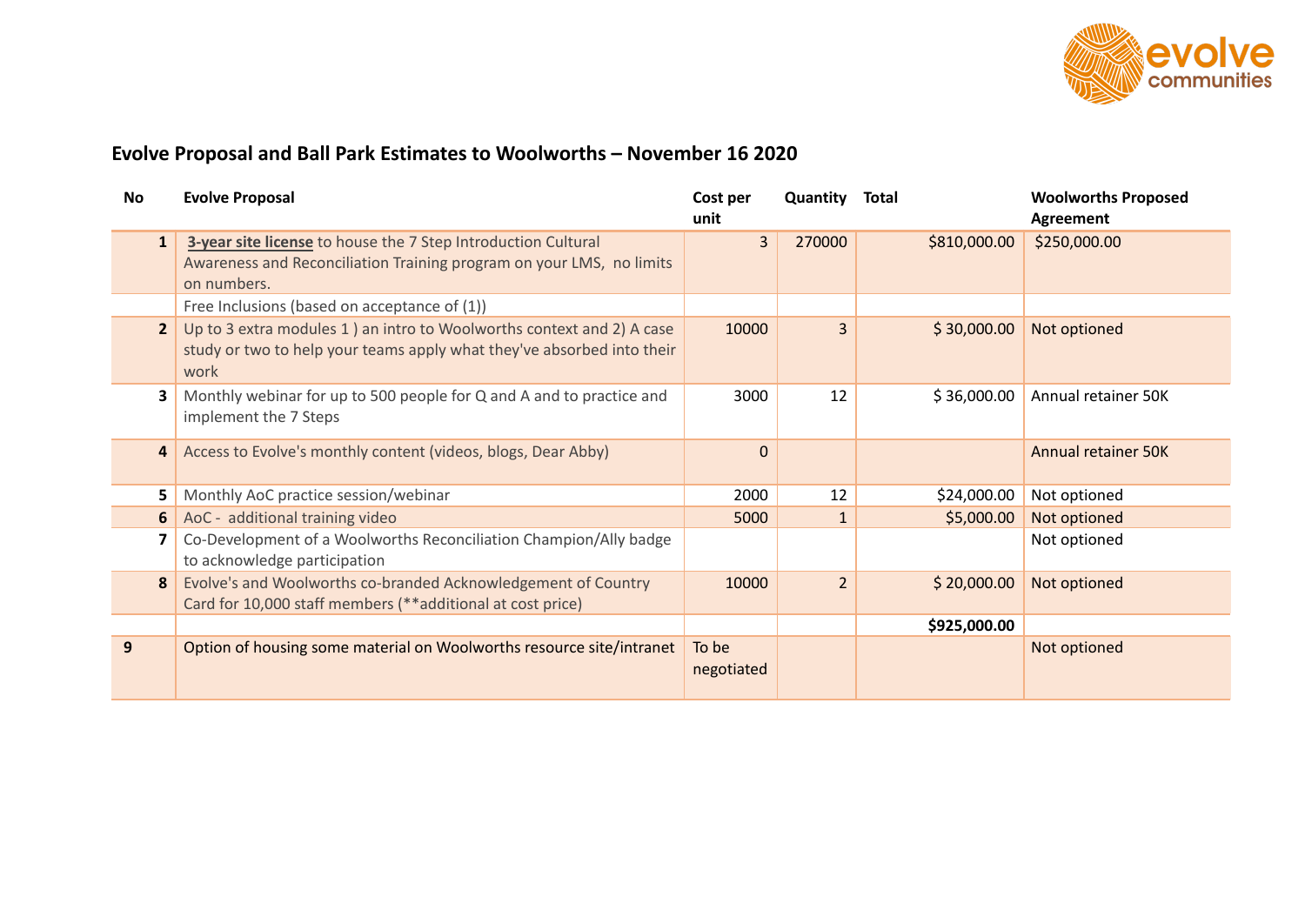## Evolve Proposal and Ball Park Estimates to Woolworths – November 16 2020

| No | Evolve Proposal | Cost per unit | Quantity | Total | Woolworths Proposed Agreement |
|---|---|---|---|---|---|
| 1 | **3-year site license** to house the 7 Step Introduction Cultural Awareness and Reconciliation Training program on your LMS, no limits on numbers. | 3 | 270000 | $810,000.00 | $250,000.00 |
| | Free Inclusions (based on acceptance of (1)) | | | | |
| 2 | Up to 3 extra modules 1 ) an intro to Woolworths context and 2) A case study or two to help your teams apply what they've absorbed into their work | 10000 | 3 | $ 30,000.00 | Not optioned |
| 3 | Monthly webinar for up to 500 people for Q and A and to practice and implement the 7 Steps | 3000 | 12 | $ 36,000.00 | Annual retainer 50K |
| 4 | Access to Evolve's monthly content (videos, blogs, Dear Abby) | 0 | | | Annual retainer 50K |
| 5 | Monthly AoC practice session/webinar | 2000 | 12 | $24,000.00 | Not optioned |
| 6 | AoC - additional training video | 5000 | 1 | $5,000.00 | Not optioned |
| 7 | Co-Development of a Woolworths Reconciliation Champion/Ally badge to acknowledge participation | | | | Not optioned |
| 8 | Evolve's and Woolworths co-branded Acknowledgement of Country Card for 10,000 staff members (**additional at cost price) | 10000 | 2 | $ 20,000.00 | Not optioned |
| | | | | **$925,000.00** | |
| 9 | Option of housing some material on Woolworths resource site/intranet | To be negotiated | | | Not optioned |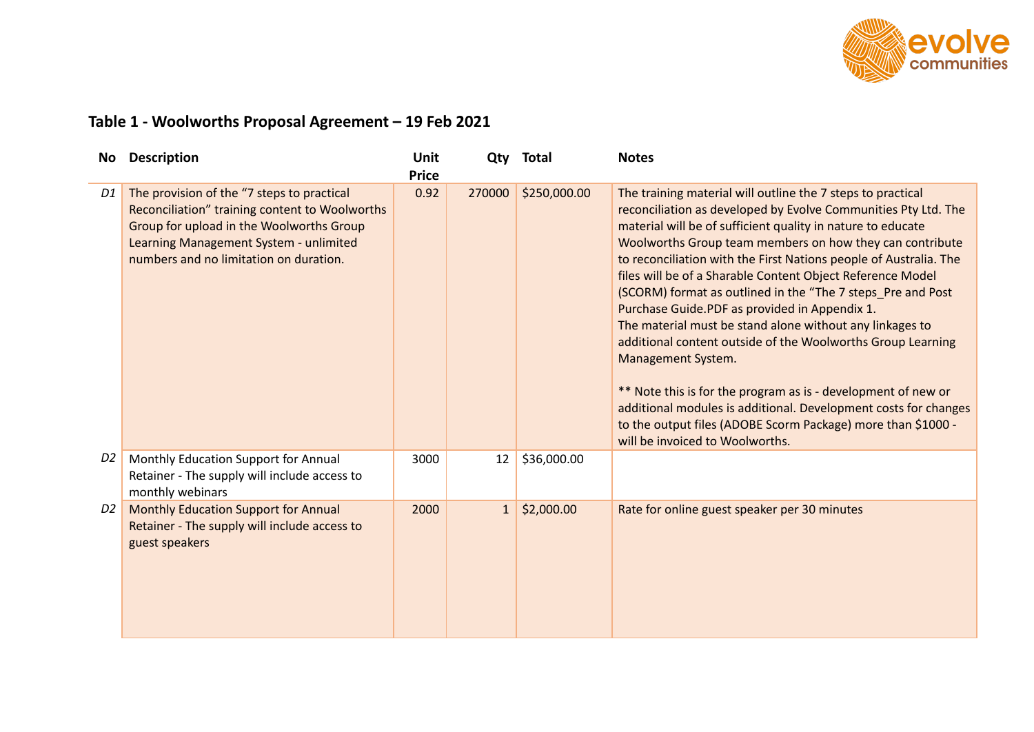## Table 1 - Woolworths Proposal Agreement – 19 Feb 2021

| No | Description | Unit Price | Qty | Total | Notes |
|---|---|---|---|---|---|
| *D1* | The provision of the "7 steps to practical Reconciliation" training content to Woolworths Group for upload in the Woolworths Group Learning Management System - unlimited numbers and no limitation on duration. | 0.92 | 270000 | $250,000.00 | The training material will outline the 7 steps to practical reconciliation as developed by Evolve Communities Pty Ltd. The material will be of sufficient quality in nature to educate Woolworths Group team members on how they can contribute to reconciliation with the First Nations people of Australia. The files will be of a Sharable Content Object Reference Model (SCORM) format as outlined in the "The 7 steps_Pre and Post Purchase Guide.PDF as provided in Appendix 1. The material must be stand alone without any linkages to additional content outside of the Woolworths Group Learning Management System. ** Note this is for the program as is - development of new or additional modules is additional. Development costs for changes to the output files (ADOBE Scorm Package) more than $1000 - will be invoiced to Woolworths. |
| *D2* | Monthly Education Support for Annual Retainer - The supply will include access to monthly webinars | 3000 | 12 | $36,000.00 | |
| *D2* | Monthly Education Support for Annual Retainer - The supply will include access to guest speakers | 2000 | 1 | $2,000.00 | Rate for online guest speaker per 30 minutes |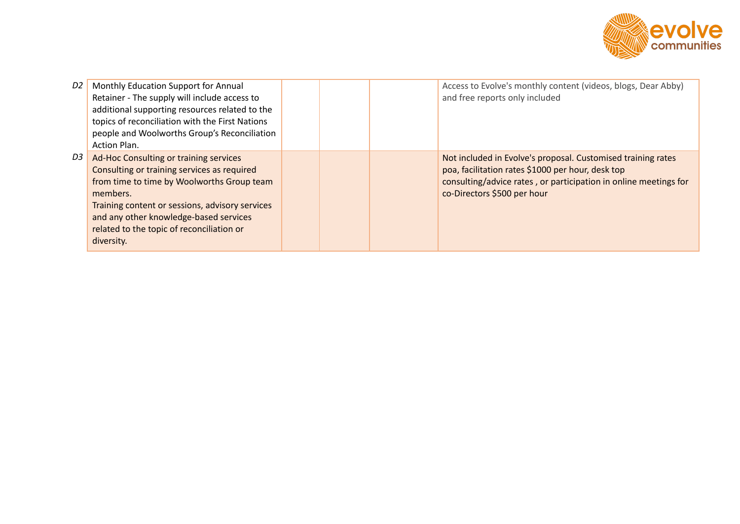| | | | | |
|---|---|---|---|---|
| *D2* | Monthly Education Support for Annual Retainer - The supply will include access to additional supporting resources related to the topics of reconciliation with the First Nations people and Woolworths Group's Reconciliation Action Plan. | | | Access to Evolve's monthly content (videos, blogs, Dear Abby) and free reports only included |
| *D3* | Ad-Hoc Consulting or training services Consulting or training services as required from time to time by Woolworths Group team members.<br>Training content or sessions, advisory services and any other knowledge-based services related to the topic of reconciliation or diversity. | | | Not included in Evolve's proposal. Customised training rates poa, facilitation rates $1000 per hour, desk top consulting/advice rates , or participation in online meetings for co-Directors $500 per hour |